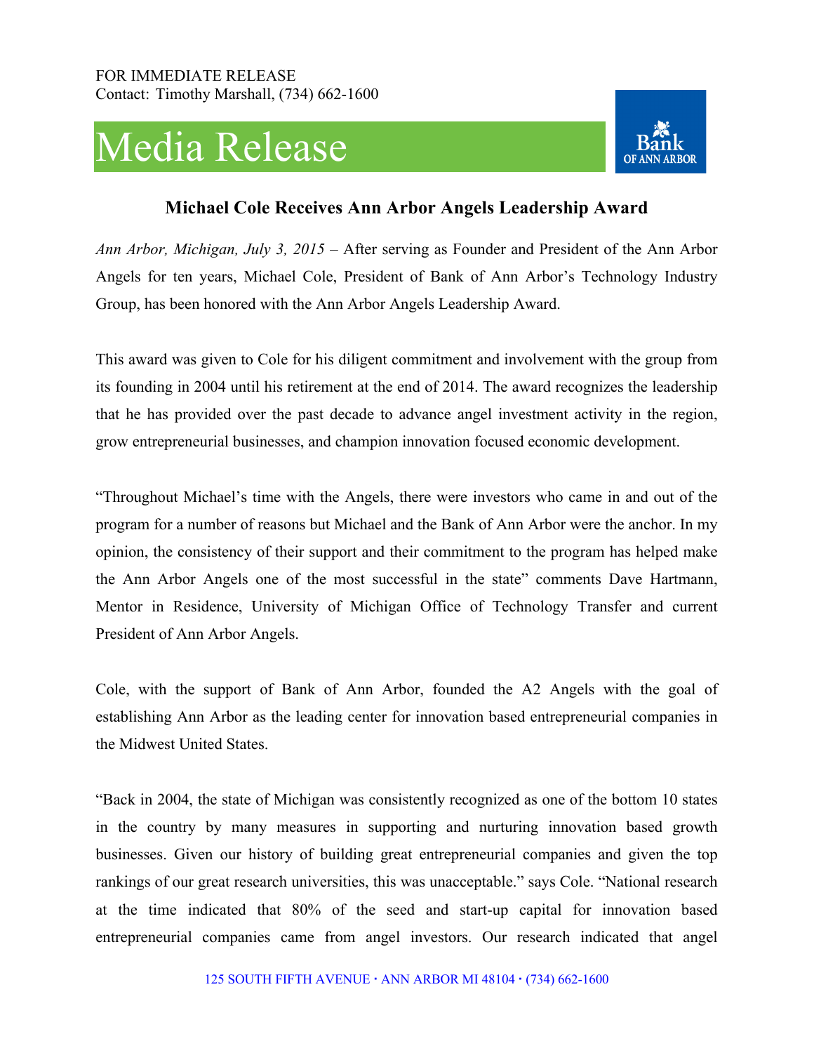FOR IMMEDIATE RELEASE
Contact: Timothy Marshall, (734) 662-1600

# Media Release

Bank OF ANN ARBOR

## Michael Cole Receives Ann Arbor Angels Leadership Award

*Ann Arbor, Michigan, July 3, 2015* – After serving as Founder and President of the Ann Arbor Angels for ten years, Michael Cole, President of Bank of Ann Arbor's Technology Industry Group, has been honored with the Ann Arbor Angels Leadership Award.

This award was given to Cole for his diligent commitment and involvement with the group from its founding in 2004 until his retirement at the end of 2014. The award recognizes the leadership that he has provided over the past decade to advance angel investment activity in the region, grow entrepreneurial businesses, and champion innovation focused economic development.

"Throughout Michael's time with the Angels, there were investors who came in and out of the program for a number of reasons but Michael and the Bank of Ann Arbor were the anchor. In my opinion, the consistency of their support and their commitment to the program has helped make the Ann Arbor Angels one of the most successful in the state" comments Dave Hartmann, Mentor in Residence, University of Michigan Office of Technology Transfer and current President of Ann Arbor Angels.

Cole, with the support of Bank of Ann Arbor, founded the A2 Angels with the goal of establishing Ann Arbor as the leading center for innovation based entrepreneurial companies in the Midwest United States.

"Back in 2004, the state of Michigan was consistently recognized as one of the bottom 10 states in the country by many measures in supporting and nurturing innovation based growth businesses. Given our history of building great entrepreneurial companies and given the top rankings of our great research universities, this was unacceptable." says Cole. "National research at the time indicated that 80% of the seed and start-up capital for innovation based entrepreneurial companies came from angel investors. Our research indicated that angel

125 SOUTH FIFTH AVENUE · ANN ARBOR MI 48104 · (734) 662-1600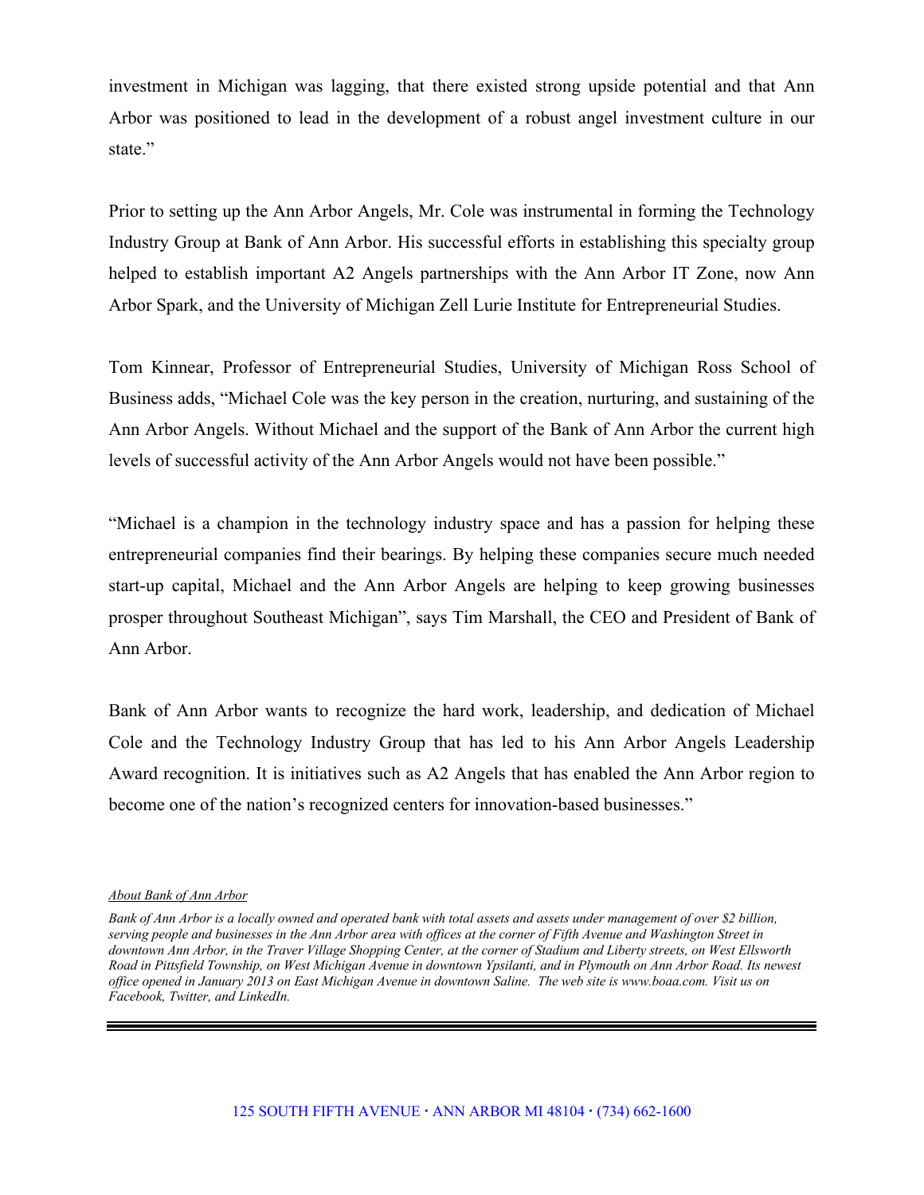investment in Michigan was lagging, that there existed strong upside potential and that Ann Arbor was positioned to lead in the development of a robust angel investment culture in our state."

Prior to setting up the Ann Arbor Angels, Mr. Cole was instrumental in forming the Technology Industry Group at Bank of Ann Arbor. His successful efforts in establishing this specialty group helped to establish important A2 Angels partnerships with the Ann Arbor IT Zone, now Ann Arbor Spark, and the University of Michigan Zell Lurie Institute for Entrepreneurial Studies.

Tom Kinnear, Professor of Entrepreneurial Studies, University of Michigan Ross School of Business adds, "Michael Cole was the key person in the creation, nurturing, and sustaining of the Ann Arbor Angels. Without Michael and the support of the Bank of Ann Arbor the current high levels of successful activity of the Ann Arbor Angels would not have been possible."

"Michael is a champion in the technology industry space and has a passion for helping these entrepreneurial companies find their bearings. By helping these companies secure much needed start-up capital, Michael and the Ann Arbor Angels are helping to keep growing businesses prosper throughout Southeast Michigan", says Tim Marshall, the CEO and President of Bank of Ann Arbor.

Bank of Ann Arbor wants to recognize the hard work, leadership, and dedication of Michael Cole and the Technology Industry Group that has led to his Ann Arbor Angels Leadership Award recognition. It is initiatives such as A2 Angels that has enabled the Ann Arbor region to become one of the nation's recognized centers for innovation-based businesses."

*About Bank of Ann Arbor*

*Bank of Ann Arbor is a locally owned and operated bank with total assets and assets under management of over $2 billion, serving people and businesses in the Ann Arbor area with offices at the corner of Fifth Avenue and Washington Street in downtown Ann Arbor, in the Traver Village Shopping Center, at the corner of Stadium and Liberty streets, on West Ellsworth Road in Pittsfield Township, on West Michigan Avenue in downtown Ypsilanti, and in Plymouth on Ann Arbor Road. Its newest office opened in January 2013 on East Michigan Avenue in downtown Saline. The web site is www.boaa.com. Visit us on Facebook, Twitter, and LinkedIn.*

125 SOUTH FIFTH AVENUE · ANN ARBOR MI 48104 · (734) 662-1600